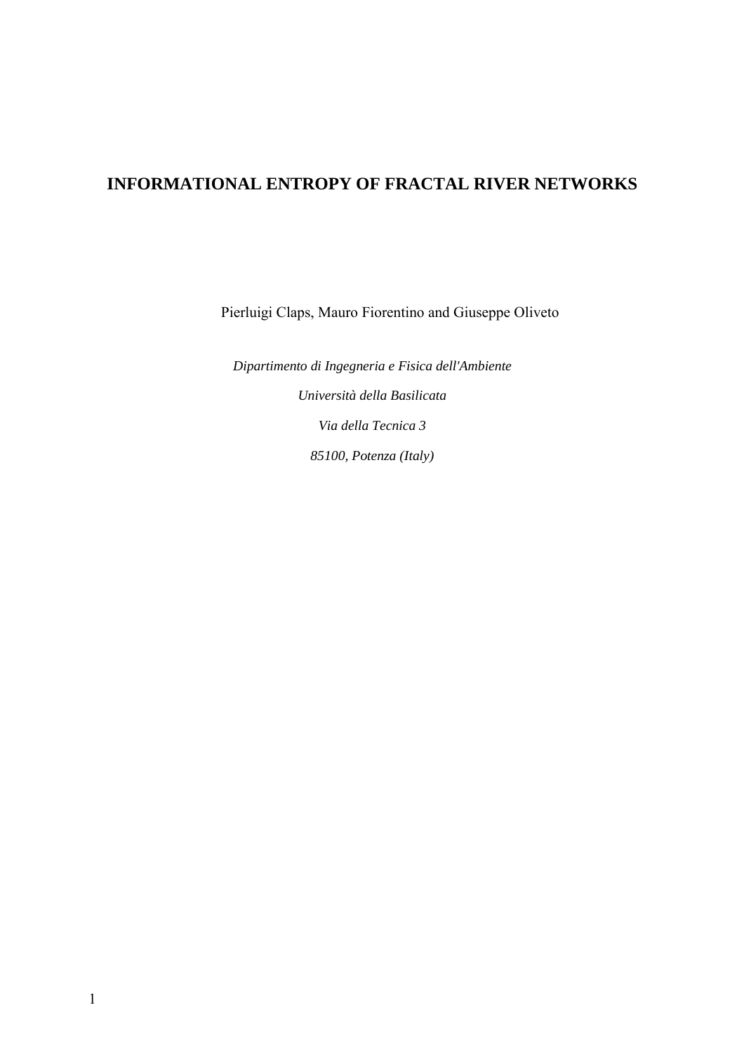# INFORMATIONAL ENTROPY OF FRACTAL RIVER NETWORKS

Pierluigi Claps, Mauro Fiorentino and Giuseppe Oliveto

*Dipartimento di Ingegneria e Fisica dell'Ambiente*

*Università della Basilicata*

*Via della Tecnica 3*

*85100, Potenza (Italy)*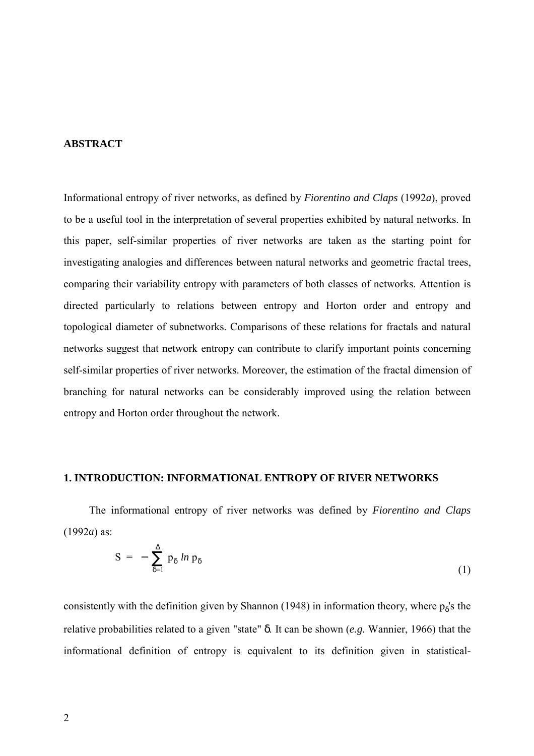## ABSTRACT

Informational entropy of river networks, as defined by *Fiorentino and Claps* (1992*a*), proved to be a useful tool in the interpretation of several properties exhibited by natural networks. In this paper, self-similar properties of river networks are taken as the starting point for investigating analogies and differences between natural networks and geometric fractal trees, comparing their variability entropy with parameters of both classes of networks. Attention is directed particularly to relations between entropy and Horton order and entropy and topological diameter of subnetworks. Comparisons of these relations for fractals and natural networks suggest that network entropy can contribute to clarify important points concerning self-similar properties of river networks. Moreover, the estimation of the fractal dimension of branching for natural networks can be considerably improved using the relation between entropy and Horton order throughout the network.

## 1. INTRODUCTION: INFORMATIONAL ENTROPY OF RIVER NETWORKS

The informational entropy of river networks was defined by *Fiorentino and Claps* (1992*a*) as:

$$S = -\sum_{\delta=1}^{\Delta} p_{\delta} \, ln \, p_{\delta} \tag{1}$$

consistently with the definition given by Shannon (1948) in information theory, where $p_{\delta}$'s the relative probabilities related to a given "state" $\delta$. It can be shown (*e.g.* Wannier, 1966) that the informational definition of entropy is equivalent to its definition given in statistical-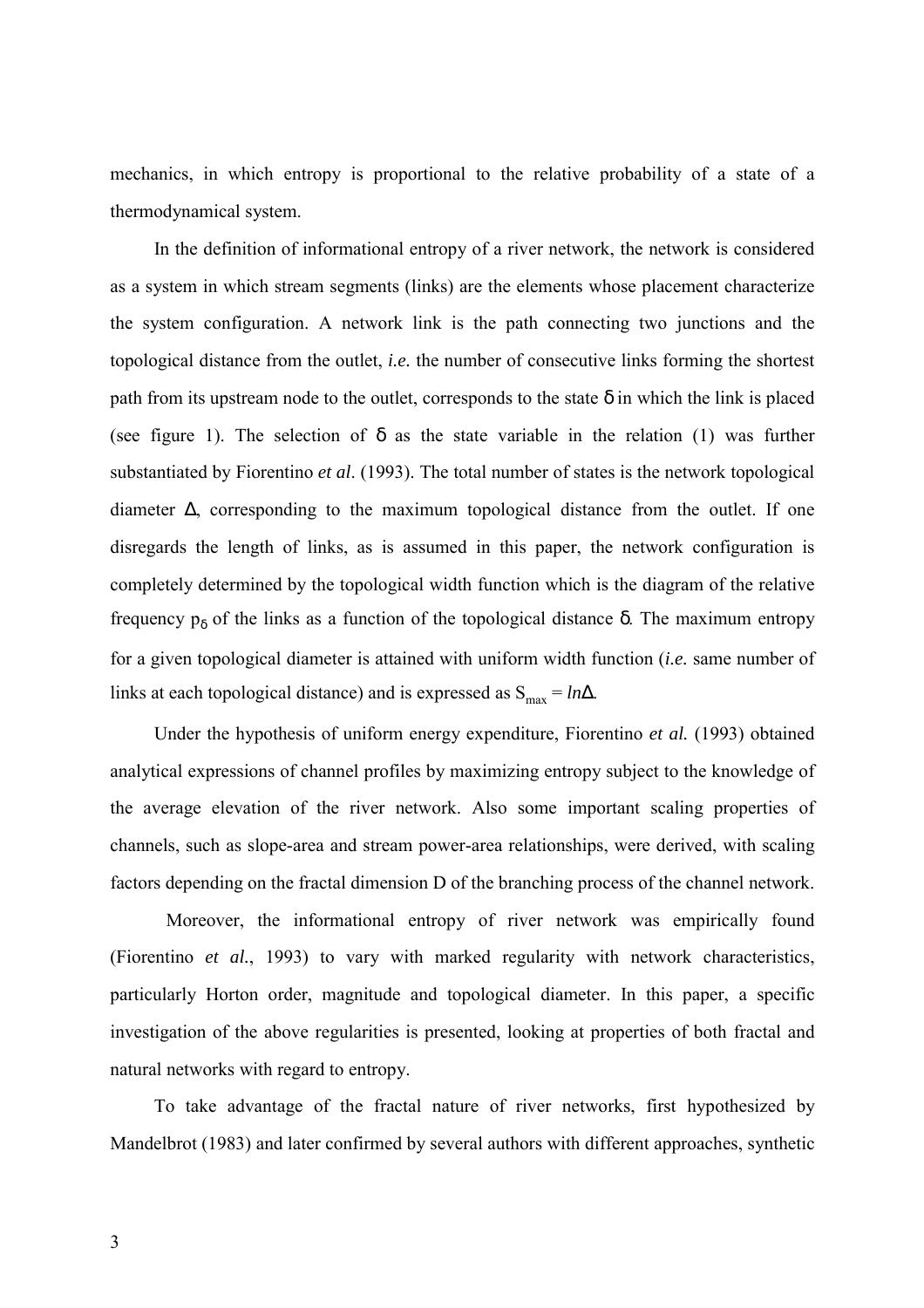mechanics, in which entropy is proportional to the relative probability of a state of a thermodynamical system.

In the definition of informational entropy of a river network, the network is considered as a system in which stream segments (links) are the elements whose placement characterize the system configuration. A network link is the path connecting two junctions and the topological distance from the outlet, *i.e.* the number of consecutive links forming the shortest path from its upstream node to the outlet, corresponds to the state $\delta$ in which the link is placed (see figure 1). The selection of $\delta$ as the state variable in the relation (1) was further substantiated by Fiorentino *et al*. (1993). The total number of states is the network topological diameter $\Delta$, corresponding to the maximum topological distance from the outlet. If one disregards the length of links, as is assumed in this paper, the network configuration is completely determined by the topological width function which is the diagram of the relative frequency $p_\delta$ of the links as a function of the topological distance $\delta$. The maximum entropy for a given topological diameter is attained with uniform width function (*i.e.* same number of links at each topological distance) and is expressed as $S_{max} = ln\Delta$.

Under the hypothesis of uniform energy expenditure, Fiorentino *et al.* (1993) obtained analytical expressions of channel profiles by maximizing entropy subject to the knowledge of the average elevation of the river network. Also some important scaling properties of channels, such as slope-area and stream power-area relationships, were derived, with scaling factors depending on the fractal dimension D of the branching process of the channel network.

Moreover, the informational entropy of river network was empirically found (Fiorentino *et al.*, 1993) to vary with marked regularity with network characteristics, particularly Horton order, magnitude and topological diameter. In this paper, a specific investigation of the above regularities is presented, looking at properties of both fractal and natural networks with regard to entropy.

To take advantage of the fractal nature of river networks, first hypothesized by Mandelbrot (1983) and later confirmed by several authors with different approaches, synthetic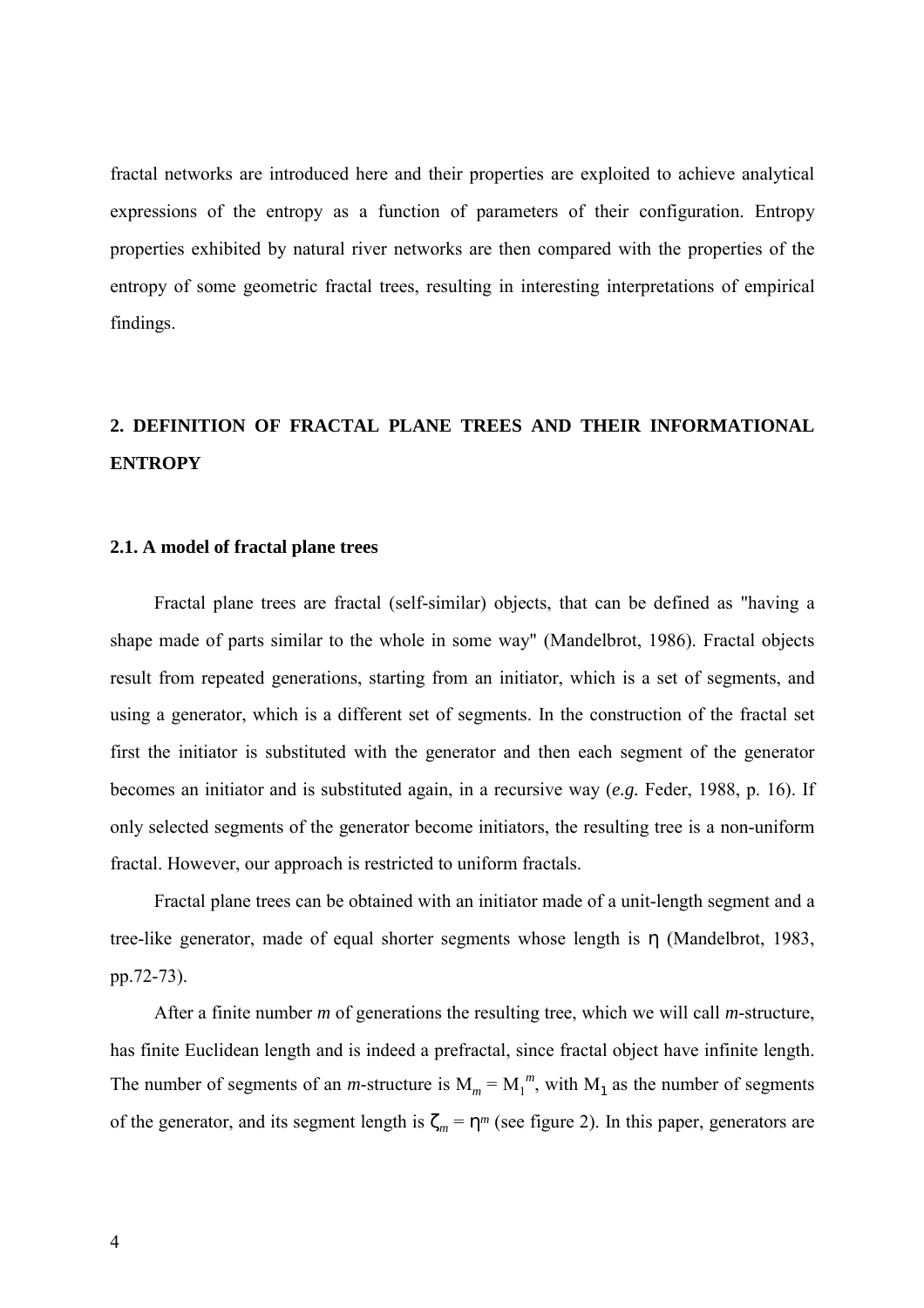fractal networks are introduced here and their properties are exploited to achieve analytical expressions of the entropy as a function of parameters of their configuration. Entropy properties exhibited by natural river networks are then compared with the properties of the entropy of some geometric fractal trees, resulting in interesting interpretations of empirical findings.

## 2. DEFINITION OF FRACTAL PLANE TREES AND THEIR INFORMATIONAL ENTROPY

### 2.1. A model of fractal plane trees

Fractal plane trees are fractal (self-similar) objects, that can be defined as "having a shape made of parts similar to the whole in some way" (Mandelbrot, 1986). Fractal objects result from repeated generations, starting from an initiator, which is a set of segments, and using a generator, which is a different set of segments. In the construction of the fractal set first the initiator is substituted with the generator and then each segment of the generator becomes an initiator and is substituted again, in a recursive way (*e.g.* Feder, 1988, p. 16). If only selected segments of the generator become initiators, the resulting tree is a non-uniform fractal. However, our approach is restricted to uniform fractals.

Fractal plane trees can be obtained with an initiator made of a unit-length segment and a tree-like generator, made of equal shorter segments whose length is $\eta$ (Mandelbrot, 1983, pp.72-73).

After a finite number *m* of generations the resulting tree, which we will call *m*-structure, has finite Euclidean length and is indeed a prefractal, since fractal object have infinite length. The number of segments of an *m*-structure is $M_m = M_1^{\,m}$, with $M_1$ as the number of segments of the generator, and its segment length is $\zeta_m = \eta^m$ (see figure 2). In this paper, generators are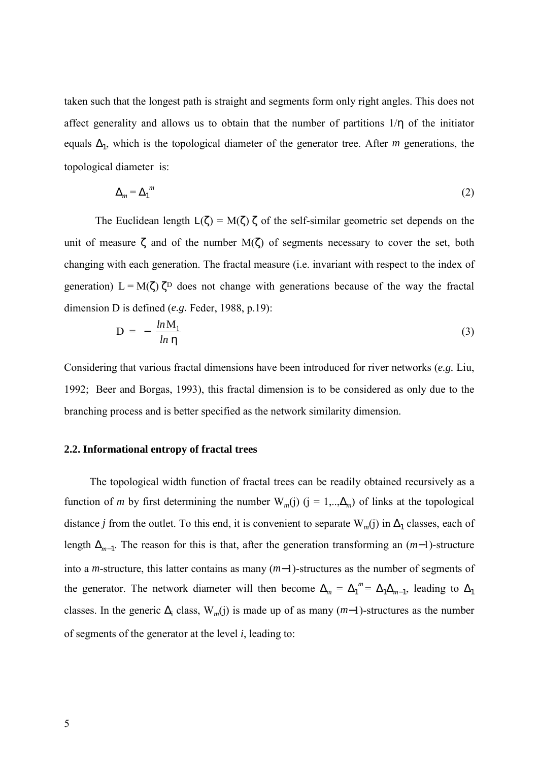taken such that the longest path is straight and segments form only right angles. This does not affect generality and allows us to obtain that the number of partitions $1/\eta$ of the initiator equals $\Delta_1$, which is the topological diameter of the generator tree. After $m$ generations, the topological diameter is:

$$\Delta_m = \Delta_1^{\,m} \tag{2}$$

The Euclidean length $L(\zeta) = M(\zeta)\,\zeta$ of the self-similar geometric set depends on the unit of measure $\zeta$ and of the number $M(\zeta)$ of segments necessary to cover the set, both changing with each generation. The fractal measure (i.e. invariant with respect to the index of generation) $L = M(\zeta)\,\zeta^D$ does not change with generations because of the way the fractal dimension D is defined (*e.g.* Feder, 1988, p.19):

$$D = -\frac{\ln M_1}{\ln \eta} \tag{3}$$

Considering that various fractal dimensions have been introduced for river networks (*e.g.* Liu, 1992; Beer and Borgas, 1993), this fractal dimension is to be considered as only due to the branching process and is better specified as the network similarity dimension.

### 2.2. Informational entropy of fractal trees

The topological width function of fractal trees can be readily obtained recursively as a function of $m$ by first determining the number $W_m(j)$ ($j = 1,..,\Delta_m$) of links at the topological distance $j$ from the outlet. To this end, it is convenient to separate $W_m(j)$ in $\Delta_1$ classes, each of length $\Delta_{m-1}$. The reason for this is that, after the generation transforming an $(m-1)$-structure into a $m$-structure, this latter contains as many $(m-1)$-structures as the number of segments of the generator. The network diameter will then become $\Delta_m = \Delta_1^{\,m} = \Delta_1\Delta_{m-1}$, leading to $\Delta_1$ classes. In the generic $\Delta_i$ class, $W_m(j)$ is made up of as many $(m-1)$-structures as the number of segments of the generator at the level $i$, leading to: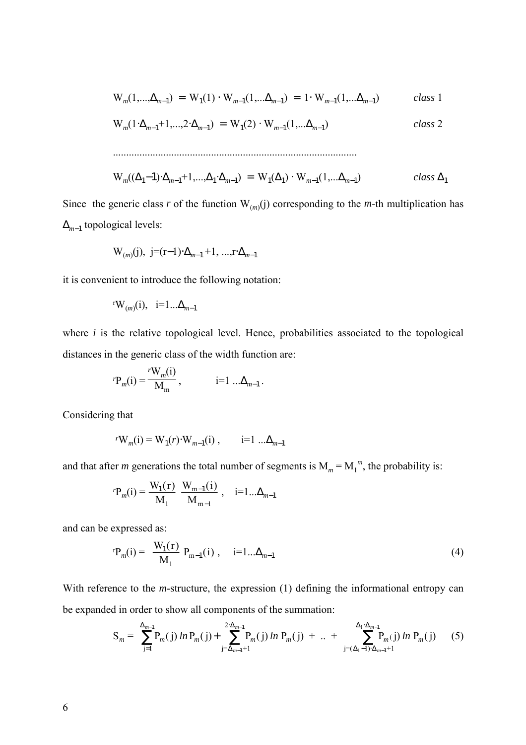$$\mathrm{W}_m(1,...,\Delta_{m-1}) = \mathrm{W}_1(1) \cdot \mathrm{W}_{m-1}(1,...\Delta_{m-1}) = 1 \cdot \mathrm{W}_{m-1}(1,...\Delta_{m-1}) \qquad \textit{class } 1$$

$$\mathrm{W}_m(1 \cdot \Delta_{m-1}+1,...,2 \cdot \Delta_{m-1}) = \mathrm{W}_1(2) \cdot \mathrm{W}_{m-1}(1,...\Delta_{m-1}) \qquad \textit{class } 2$$

...........................................................................................

$$\mathrm{W}_m((\Delta_1-1) \cdot \Delta_{m-1}+1,...,\Delta_1 \cdot \Delta_{m-1}) = \mathrm{W}_1(\Delta_1) \cdot \mathrm{W}_{m-1}(1,...\Delta_{m-1}) \qquad \textit{class } \Delta_1$$

Since the generic class $r$ of the function $\mathrm{W}_{(m)}(\mathrm{j})$ corresponding to the $m$-th multiplication has $\Delta_{m-1}$ topological levels:

$$\mathrm{W}_{(m)}(\mathrm{j}), \;\; \mathrm{j}=(\mathrm{r}-1) \cdot \Delta_{m-1}+1, ..., \mathrm{r} \cdot \Delta_{m-1}$$

it is convenient to introduce the following notation:

$${}^{r}\mathrm{W}_{(m)}(\mathrm{i}), \;\; \mathrm{i}=1...\Delta_{m-1}$$

where $i$ is the relative topological level. Hence, probabilities associated to the topological distances in the generic class of the width function are:

$${}^{r}\mathrm{P}_m(\mathrm{i}) = \frac{{}^{r}\mathrm{W}_m(\mathrm{i})}{\mathrm{M}_m}, \qquad \mathrm{i}=1 \;...\Delta_{m-1}.$$

Considering that

$${}^{r}\mathrm{W}_m(\mathrm{i}) = \mathrm{W}_1(r) \cdot \mathrm{W}_{m-1}(\mathrm{i}), \qquad \mathrm{i}=1 \;...\Delta_{m-1}$$

and that after $m$ generations the total number of segments is $\mathrm{M}_m = \mathrm{M}_1^{\,m}$, the probability is:

$${}^{r}\mathrm{P}_m(\mathrm{i}) = \frac{\mathrm{W}_1(\mathrm{r})}{\mathrm{M}_1} \frac{\mathrm{W}_{m-1}(\mathrm{i})}{\mathrm{M}_{m-1}}, \quad \mathrm{i}=1...\Delta_{m-1}$$

and can be expressed as:

$${}^{r}\mathrm{P}_m(\mathrm{i}) = \frac{\mathrm{W}_1(\mathrm{r})}{\mathrm{M}_1} \mathrm{P}_{m-1}(\mathrm{i}), \quad \mathrm{i}=1...\Delta_{m-1} \tag{4}$$

With reference to the $m$-structure, the expression (1) defining the informational entropy can be expanded in order to show all components of the summation:

$$\mathrm{S}_m = \sum_{\mathrm{j}=1}^{\Delta_{m-1}} \mathrm{P}_m(\mathrm{j}) \, ln \, \mathrm{P}_m(\mathrm{j}) + \sum_{\mathrm{j}=\Delta_{m-1}+1}^{2 \cdot \Delta_{m-1}} \mathrm{P}_m(\mathrm{j}) \, ln \, \mathrm{P}_m(\mathrm{j}) \; + \; .. \; + \sum_{\mathrm{j}=(\Delta_1-1) \cdot \Delta_{m-1}+1}^{\Delta_1 \cdot \Delta_{m-1}} \mathrm{P}_m(\mathrm{j}) \, ln \, \mathrm{P}_m(\mathrm{j}) \tag{5}$$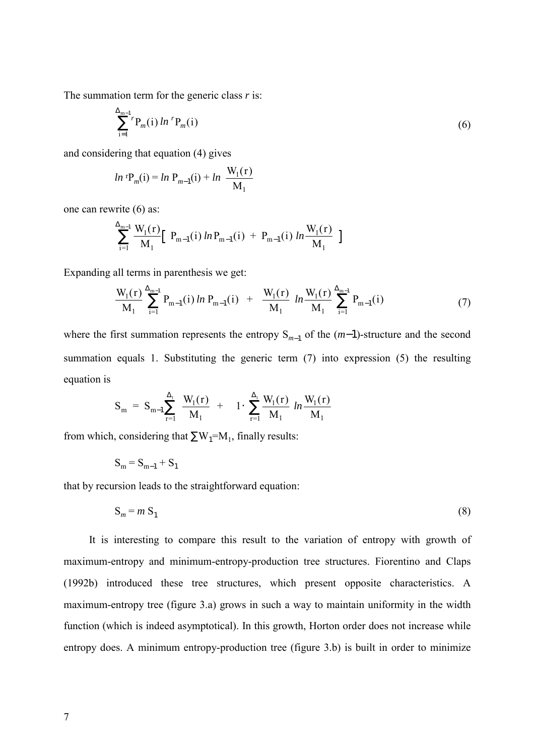The summation term for the generic class *r* is:

$$\sum_{i=1}^{\Delta_{m-1}} {}^{r}P_m(i)\, ln\, {}^{r}P_m(i) \tag{6}$$

and considering that equation (4) gives

$$ln\, {}^{r}P_m(i) = ln\, P_{m-1}(i) + ln\, \frac{W_1(r)}{M_1}$$

one can rewrite (6) as:

$$\sum_{i=1}^{\Delta_{m-1}} \frac{W_1(r)}{M_1} \left[\, P_{m-1}(i)\, ln\, P_{m-1}(i) \; + \; P_{m-1}(i)\, ln \frac{W_1(r)}{M_1} \,\right]$$

Expanding all terms in parenthesis we get:

$$\frac{W_1(r)}{M_1} \sum_{i=1}^{\Delta_{m-1}} P_{m-1}(i)\, ln\, P_{m-1}(i) \; + \; \frac{W_1(r)}{M_1}\, ln \frac{W_1(r)}{M_1} \sum_{i=1}^{\Delta_{m-1}} P_{m-1}(i) \tag{7}$$

where the first summation represents the entropy $S_{m-1}$ of the $(m-1)$-structure and the second summation equals 1. Substituting the generic term (7) into expression (5) the resulting equation is

$$S_m \; = \; S_{m-1} \sum_{r=1}^{\Delta_1} \frac{W_1(r)}{M_1} \; + \; 1 \cdot \sum_{r=1}^{\Delta_1} \frac{W_1(r)}{M_1}\, ln \frac{W_1(r)}{M_1}$$

from which, considering that $\sum W_1 = M_1$, finally results:

$$S_m = S_{m-1} + S_1$$

that by recursion leads to the straightforward equation:

$$S_m = m\, S_1 \tag{8}$$

It is interesting to compare this result to the variation of entropy with growth of maximum-entropy and minimum-entropy-production tree structures. Fiorentino and Claps (1992b) introduced these tree structures, which present opposite characteristics. A maximum-entropy tree (figure 3.a) grows in such a way to maintain uniformity in the width function (which is indeed asymptotical). In this growth, Horton order does not increase while entropy does. A minimum entropy-production tree (figure 3.b) is built in order to minimize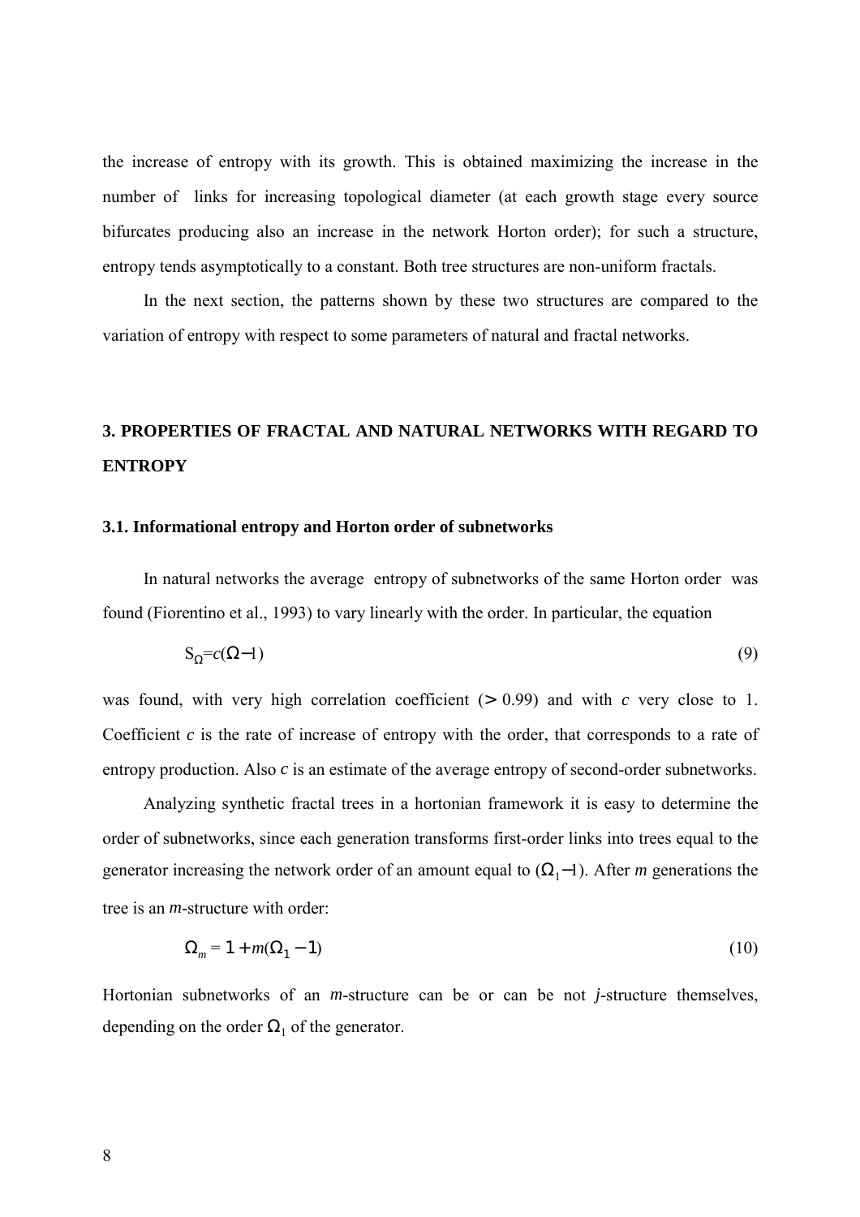the increase of entropy with its growth. This is obtained maximizing the increase in the number of links for increasing topological diameter (at each growth stage every source bifurcates producing also an increase in the network Horton order); for such a structure, entropy tends asymptotically to a constant. Both tree structures are non-uniform fractals.

In the next section, the patterns shown by these two structures are compared to the variation of entropy with respect to some parameters of natural and fractal networks.

## 3. PROPERTIES OF FRACTAL AND NATURAL NETWORKS WITH REGARD TO ENTROPY

### 3.1. Informational entropy and Horton order of subnetworks

In natural networks the average entropy of subnetworks of the same Horton order was found (Fiorentino et al., 1993) to vary linearly with the order. In particular, the equation

$$S_{\Omega}=c(\Omega-1) \tag{9}$$

was found, with very high correlation coefficient ($> 0.99$) and with $c$ very close to 1. Coefficient $c$ is the rate of increase of entropy with the order, that corresponds to a rate of entropy production. Also $c$ is an estimate of the average entropy of second-order subnetworks.

Analyzing synthetic fractal trees in a hortonian framework it is easy to determine the order of subnetworks, since each generation transforms first-order links into trees equal to the generator increasing the network order of an amount equal to $(\Omega_1-1)$. After $m$ generations the tree is an $m$-structure with order:

$$\Omega_m = 1 + m(\Omega_1 - 1) \tag{10}$$

Hortonian subnetworks of an $m$-structure can be or can be not $j$-structure themselves, depending on the order $\Omega_1$ of the generator.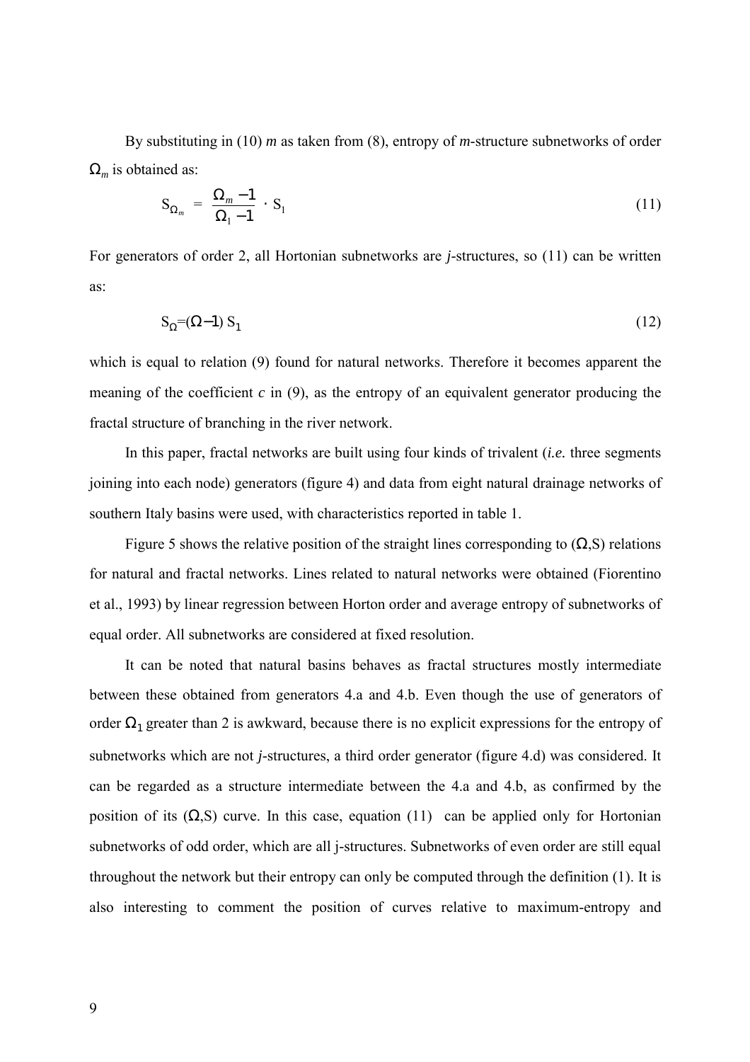By substituting in (10) $m$ as taken from (8), entropy of $m$-structure subnetworks of order $\Omega_m$ is obtained as:

$$S_{\Omega_m} = \frac{\Omega_m - 1}{\Omega_1 - 1} \cdot S_1 \tag{11}$$

For generators of order 2, all Hortonian subnetworks are $j$-structures, so (11) can be written as:

$$S_{\Omega} = (\Omega - 1)\, S_1 \tag{12}$$

which is equal to relation (9) found for natural networks. Therefore it becomes apparent the meaning of the coefficient $c$ in (9), as the entropy of an equivalent generator producing the fractal structure of branching in the river network.

In this paper, fractal networks are built using four kinds of trivalent (*i.e.* three segments joining into each node) generators (figure 4) and data from eight natural drainage networks of southern Italy basins were used, with characteristics reported in table 1.

Figure 5 shows the relative position of the straight lines corresponding to ($\Omega$,S) relations for natural and fractal networks. Lines related to natural networks were obtained (Fiorentino et al., 1993) by linear regression between Horton order and average entropy of subnetworks of equal order. All subnetworks are considered at fixed resolution.

It can be noted that natural basins behaves as fractal structures mostly intermediate between these obtained from generators 4.a and 4.b. Even though the use of generators of order $\Omega_1$ greater than 2 is awkward, because there is no explicit expressions for the entropy of subnetworks which are not $j$-structures, a third order generator (figure 4.d) was considered. It can be regarded as a structure intermediate between the 4.a and 4.b, as confirmed by the position of its ($\Omega$,S) curve. In this case, equation (11) can be applied only for Hortonian subnetworks of odd order, which are all j-structures. Subnetworks of even order are still equal throughout the network but their entropy can only be computed through the definition (1). It is also interesting to comment the position of curves relative to maximum-entropy and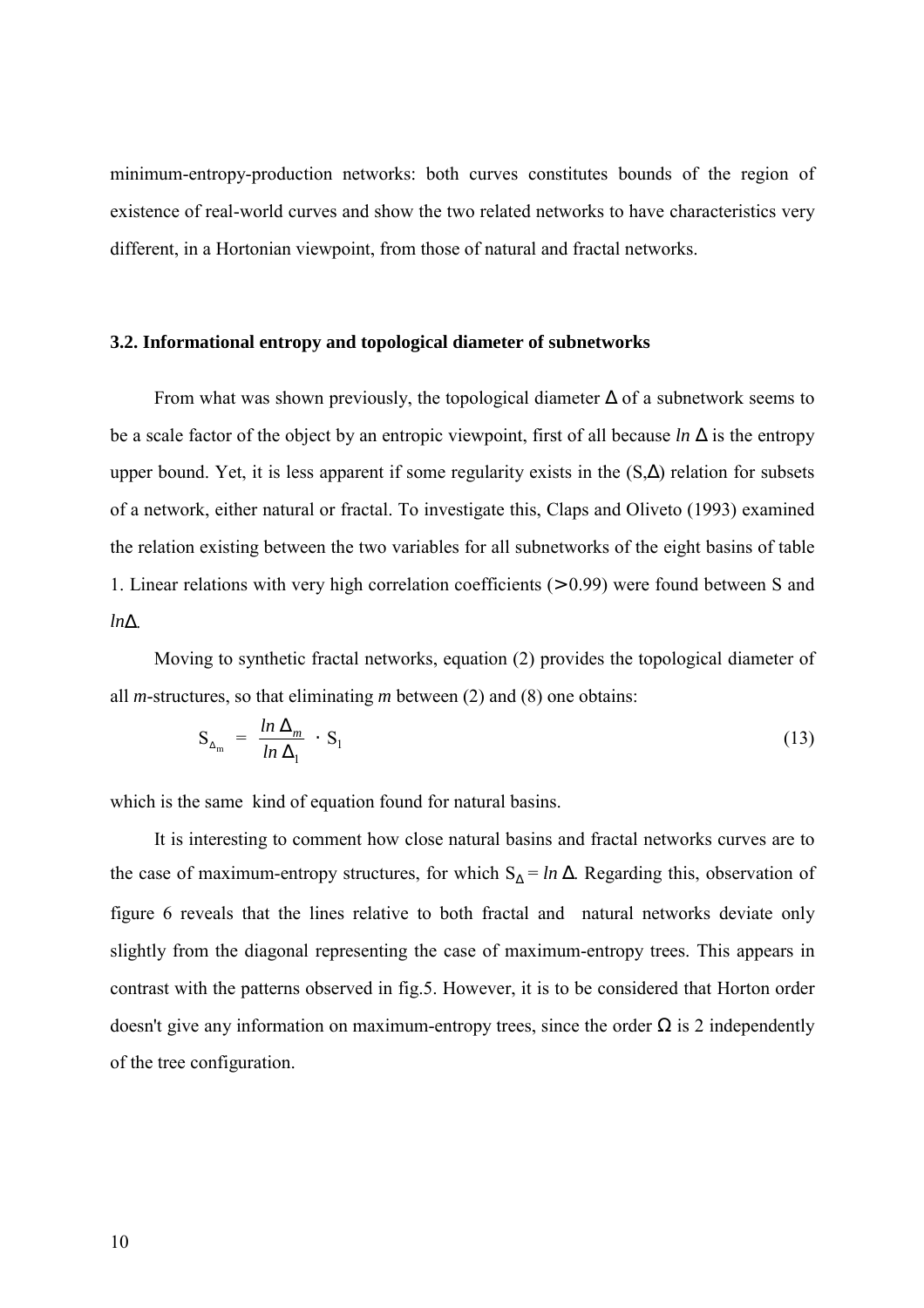minimum-entropy-production networks: both curves constitutes bounds of the region of existence of real-world curves and show the two related networks to have characteristics very different, in a Hortonian viewpoint, from those of natural and fractal networks.

### 3.2. Informational entropy and topological diameter of subnetworks

From what was shown previously, the topological diameter $\Delta$ of a subnetwork seems to be a scale factor of the object by an entropic viewpoint, first of all because $ln\,\Delta$ is the entropy upper bound. Yet, it is less apparent if some regularity exists in the (S,$\Delta$) relation for subsets of a network, either natural or fractal. To investigate this, Claps and Oliveto (1993) examined the relation existing between the two variables for all subnetworks of the eight basins of table 1. Linear relations with very high correlation coefficients ($>$0.99) were found between S and $ln\Delta$.

Moving to synthetic fractal networks, equation (2) provides the topological diameter of all *m*-structures, so that eliminating *m* between (2) and (8) one obtains:

$$S_{\Delta_m} = \frac{ln\,\Delta_m}{ln\,\Delta_1} \cdot S_1 \tag{13}$$

which is the same kind of equation found for natural basins.

It is interesting to comment how close natural basins and fractal networks curves are to the case of maximum-entropy structures, for which $S_\Delta = ln\,\Delta$. Regarding this, observation of figure 6 reveals that the lines relative to both fractal and natural networks deviate only slightly from the diagonal representing the case of maximum-entropy trees. This appears in contrast with the patterns observed in fig.5. However, it is to be considered that Horton order doesn't give any information on maximum-entropy trees, since the order $\Omega$ is 2 independently of the tree configuration.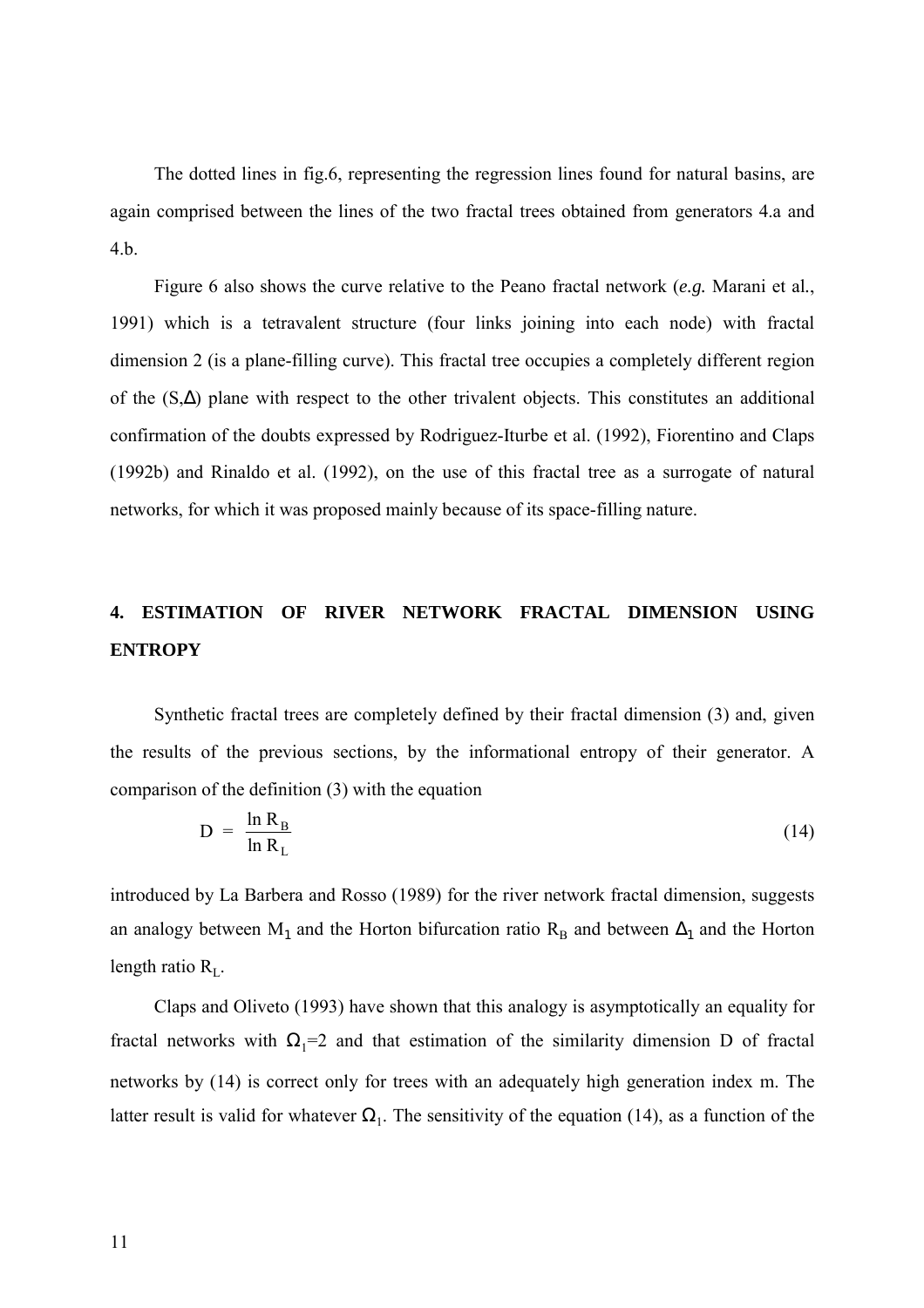The dotted lines in fig.6, representing the regression lines found for natural basins, are again comprised between the lines of the two fractal trees obtained from generators 4.a and 4.b.

Figure 6 also shows the curve relative to the Peano fractal network (*e.g.* Marani et al., 1991) which is a tetravalent structure (four links joining into each node) with fractal dimension 2 (is a plane-filling curve). This fractal tree occupies a completely different region of the $(S,\Delta)$ plane with respect to the other trivalent objects. This constitutes an additional confirmation of the doubts expressed by Rodriguez-Iturbe et al. (1992), Fiorentino and Claps (1992b) and Rinaldo et al. (1992), on the use of this fractal tree as a surrogate of natural networks, for which it was proposed mainly because of its space-filling nature.

## 4. ESTIMATION OF RIVER NETWORK FRACTAL DIMENSION USING ENTROPY

Synthetic fractal trees are completely defined by their fractal dimension (3) and, given the results of the previous sections, by the informational entropy of their generator. A comparison of the definition (3) with the equation

$$D = \frac{\ln R_B}{\ln R_L} \tag{14}$$

introduced by La Barbera and Rosso (1989) for the river network fractal dimension, suggests an analogy between $M_1$ and the Horton bifurcation ratio $R_B$ and between $\Delta_1$ and the Horton length ratio $R_L$.

Claps and Oliveto (1993) have shown that this analogy is asymptotically an equality for fractal networks with $\Omega_1$=2 and that estimation of the similarity dimension D of fractal networks by (14) is correct only for trees with an adequately high generation index m. The latter result is valid for whatever $\Omega_1$. The sensitivity of the equation (14), as a function of the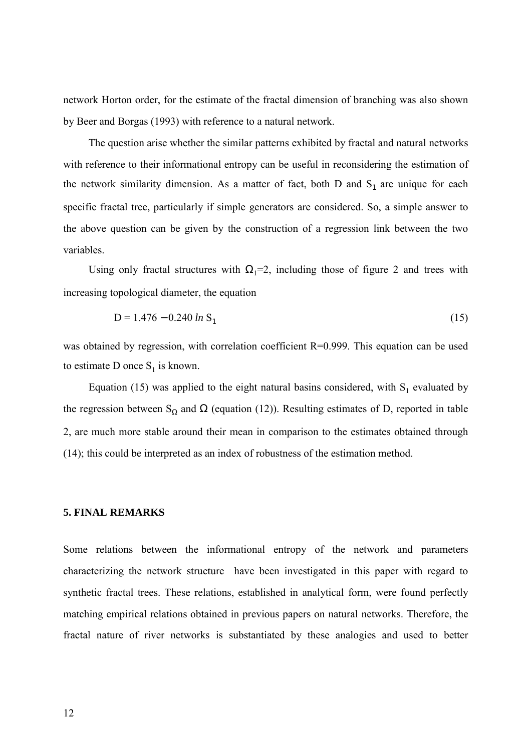network Horton order, for the estimate of the fractal dimension of branching was also shown by Beer and Borgas (1993) with reference to a natural network.

The question arise whether the similar patterns exhibited by fractal and natural networks with reference to their informational entropy can be useful in reconsidering the estimation of the network similarity dimension. As a matter of fact, both D and $S_1$ are unique for each specific fractal tree, particularly if simple generators are considered. So, a simple answer to the above question can be given by the construction of a regression link between the two variables.

Using only fractal structures with $\Omega_1$=2, including those of figure 2 and trees with increasing topological diameter, the equation

$$D = 1.476 - 0.240 \, ln \, S_1 \tag{15}$$

was obtained by regression, with correlation coefficient R=0.999. This equation can be used to estimate D once $S_1$ is known.

Equation (15) was applied to the eight natural basins considered, with $S_1$ evaluated by the regression between $S_\Omega$ and $\Omega$ (equation (12)). Resulting estimates of D, reported in table 2, are much more stable around their mean in comparison to the estimates obtained through (14); this could be interpreted as an index of robustness of the estimation method.

## 5. FINAL REMARKS

Some relations between the informational entropy of the network and parameters characterizing the network structure have been investigated in this paper with regard to synthetic fractal trees. These relations, established in analytical form, were found perfectly matching empirical relations obtained in previous papers on natural networks. Therefore, the fractal nature of river networks is substantiated by these analogies and used to better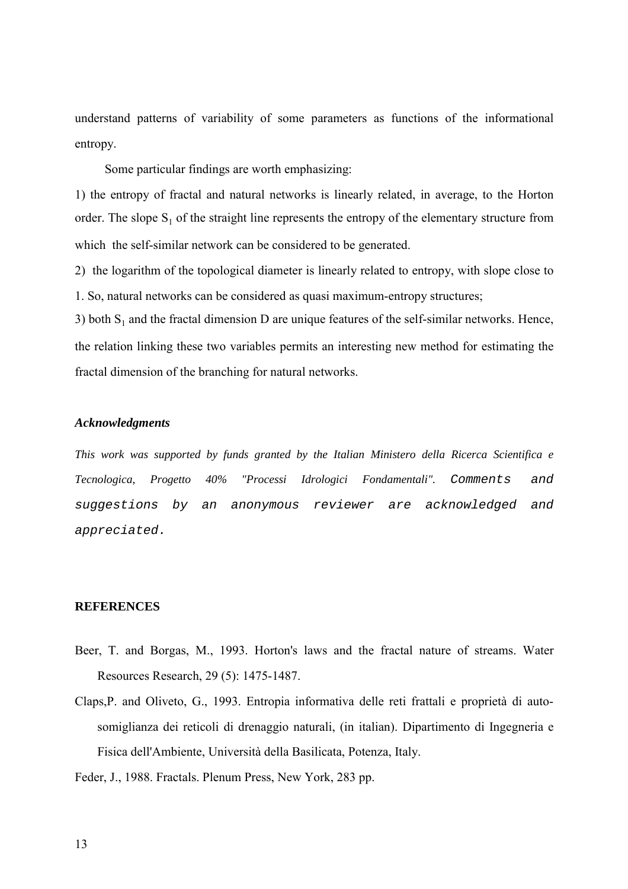understand patterns of variability of some parameters as functions of the informational entropy.

Some particular findings are worth emphasizing:

1) the entropy of fractal and natural networks is linearly related, in average, to the Horton order. The slope $S_1$ of the straight line represents the entropy of the elementary structure from which the self-similar network can be considered to be generated.

2) the logarithm of the topological diameter is linearly related to entropy, with slope close to 1. So, natural networks can be considered as quasi maximum-entropy structures;

3) both $S_1$ and the fractal dimension D are unique features of the self-similar networks. Hence, the relation linking these two variables permits an interesting new method for estimating the fractal dimension of the branching for natural networks.

### *Acknowledgments*

*This work was supported by funds granted by the Italian Ministero della Ricerca Scientifica e Tecnologica, Progetto 40% "Processi Idrologici Fondamentali". Comments and suggestions by an anonymous reviewer are acknowledged and appreciated.*

### REFERENCES

Beer, T. and Borgas, M., 1993. Horton's laws and the fractal nature of streams. Water Resources Research, 29 (5): 1475-1487.

Claps,P. and Oliveto, G., 1993. Entropia informativa delle reti frattali e proprietà di auto-somiglianza dei reticoli di drenaggio naturali, (in italian). Dipartimento di Ingegneria e Fisica dell'Ambiente, Università della Basilicata, Potenza, Italy.

Feder, J., 1988. Fractals. Plenum Press, New York, 283 pp.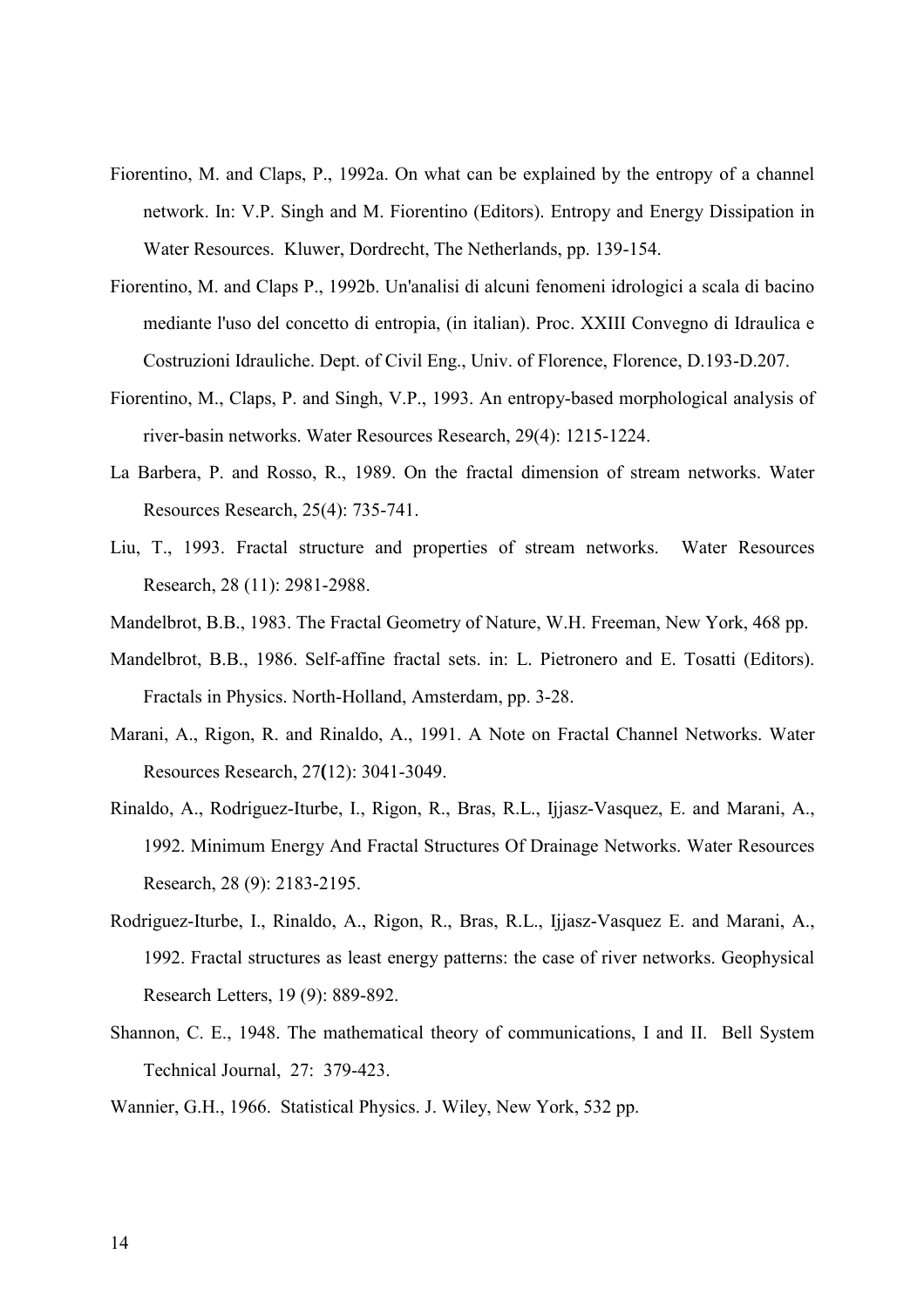Fiorentino, M. and Claps, P., 1992a. On what can be explained by the entropy of a channel network. In: V.P. Singh and M. Fiorentino (Editors). Entropy and Energy Dissipation in Water Resources. Kluwer, Dordrecht, The Netherlands, pp. 139-154.

Fiorentino, M. and Claps P., 1992b. Un'analisi di alcuni fenomeni idrologici a scala di bacino mediante l'uso del concetto di entropia, (in italian). Proc. XXIII Convegno di Idraulica e Costruzioni Idrauliche. Dept. of Civil Eng., Univ. of Florence, Florence, D.193-D.207.

Fiorentino, M., Claps, P. and Singh, V.P., 1993. An entropy-based morphological analysis of river-basin networks. Water Resources Research, 29(4): 1215-1224.

La Barbera, P. and Rosso, R., 1989. On the fractal dimension of stream networks. Water Resources Research, 25(4): 735-741.

Liu, T., 1993. Fractal structure and properties of stream networks. Water Resources Research, 28 (11): 2981-2988.

Mandelbrot, B.B., 1983. The Fractal Geometry of Nature, W.H. Freeman, New York, 468 pp.

Mandelbrot, B.B., 1986. Self-affine fractal sets. in: L. Pietronero and E. Tosatti (Editors). Fractals in Physics. North-Holland, Amsterdam, pp. 3-28.

Marani, A., Rigon, R. and Rinaldo, A., 1991. A Note on Fractal Channel Networks. Water Resources Research, 27**(**12): 3041-3049.

Rinaldo, A., Rodriguez-Iturbe, I., Rigon, R., Bras, R.L., Ijjasz-Vasquez, E. and Marani, A., 1992. Minimum Energy And Fractal Structures Of Drainage Networks. Water Resources Research, 28 (9): 2183-2195.

Rodriguez-Iturbe, I., Rinaldo, A., Rigon, R., Bras, R.L., Ijjasz-Vasquez E. and Marani, A., 1992. Fractal structures as least energy patterns: the case of river networks. Geophysical Research Letters, 19 (9): 889-892.

Shannon, C. E., 1948. The mathematical theory of communications, I and II. Bell System Technical Journal, 27: 379-423.

Wannier, G.H., 1966. Statistical Physics. J. Wiley, New York, 532 pp.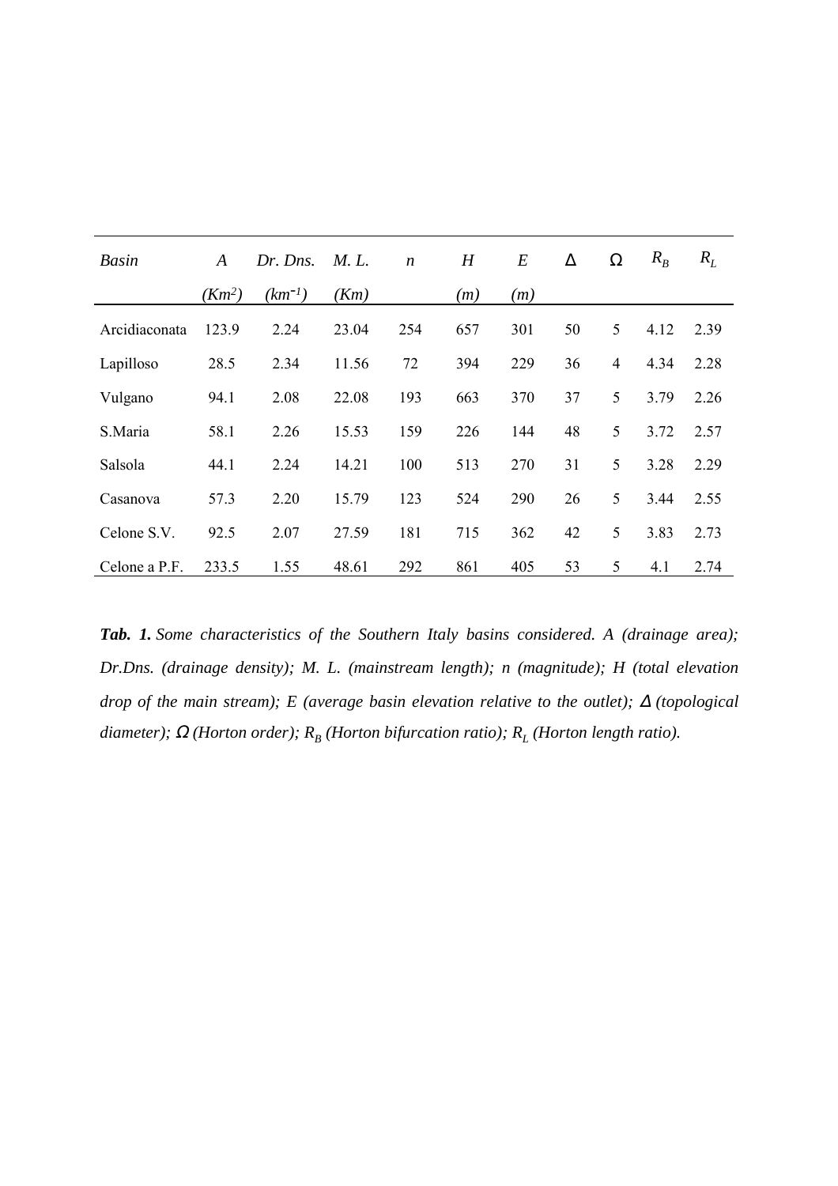| *Basin* | *A* ($Km^2$) | *Dr. Dns.* ($km^{-1}$) | *M. L.* (*Km*) | *n* | *H* (*m*) | *E* (*m*) | $\Delta$ | $\Omega$ | $R_B$ | $R_L$ |
|---|---|---|---|---|---|---|---|---|---|---|
| Arcidiaconata | 123.9 | 2.24 | 23.04 | 254 | 657 | 301 | 50 | 5 | 4.12 | 2.39 |
| Lapilloso | 28.5 | 2.34 | 11.56 | 72 | 394 | 229 | 36 | 4 | 4.34 | 2.28 |
| Vulgano | 94.1 | 2.08 | 22.08 | 193 | 663 | 370 | 37 | 5 | 3.79 | 2.26 |
| S.Maria | 58.1 | 2.26 | 15.53 | 159 | 226 | 144 | 48 | 5 | 3.72 | 2.57 |
| Salsola | 44.1 | 2.24 | 14.21 | 100 | 513 | 270 | 31 | 5 | 3.28 | 2.29 |
| Casanova | 57.3 | 2.20 | 15.79 | 123 | 524 | 290 | 26 | 5 | 3.44 | 2.55 |
| Celone S.V. | 92.5 | 2.07 | 27.59 | 181 | 715 | 362 | 42 | 5 | 3.83 | 2.73 |
| Celone a P.F. | 233.5 | 1.55 | 48.61 | 292 | 861 | 405 | 53 | 5 | 4.1 | 2.74 |

***Tab. 1.*** *Some characteristics of the Southern Italy basins considered. A (drainage area); Dr.Dns. (drainage density); M. L. (mainstream length); n (magnitude); H (total elevation drop of the main stream); E (average basin elevation relative to the outlet);* $\Delta$ *(topological diameter);* $\Omega$ *(Horton order);* $R_B$ *(Horton bifurcation ratio);* $R_L$ *(Horton length ratio).*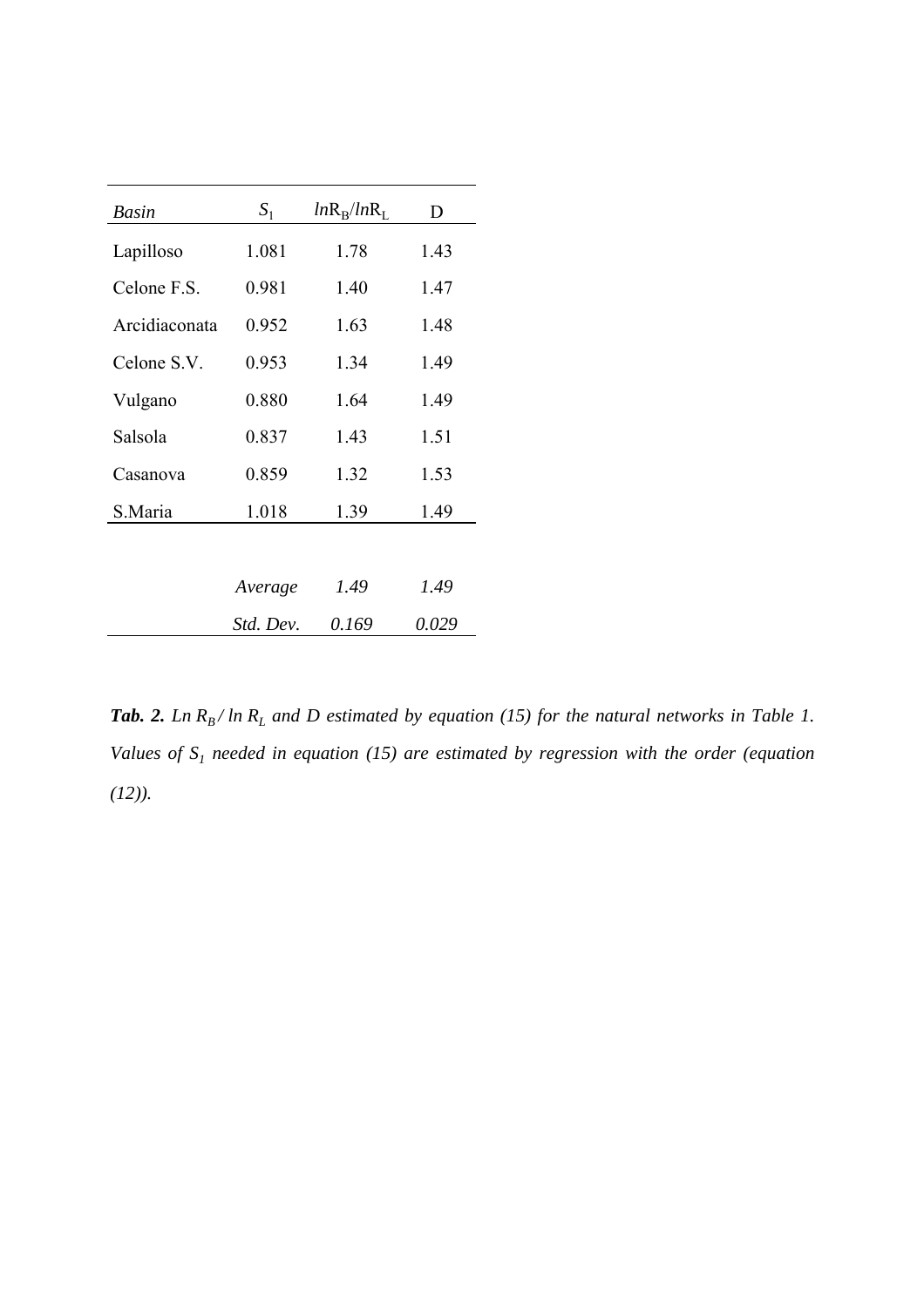| *Basin* | $S_1$ | $lnR_B/lnR_L$ | D |
|---|---|---|---|
| Lapilloso | 1.081 | 1.78 | 1.43 |
| Celone F.S. | 0.981 | 1.40 | 1.47 |
| Arcidiaconata | 0.952 | 1.63 | 1.48 |
| Celone S.V. | 0.953 | 1.34 | 1.49 |
| Vulgano | 0.880 | 1.64 | 1.49 |
| Salsola | 0.837 | 1.43 | 1.51 |
| Casanova | 0.859 | 1.32 | 1.53 |
| S.Maria | 1.018 | 1.39 | 1.49 |
| | *Average* | *1.49* | *1.49* |
| | *Std. Dev.* | *0.169* | *0.029* |

***Tab. 2.*** *Ln $R_B$ / ln $R_L$ and D estimated by equation (15) for the natural networks in Table 1. Values of $S_1$ needed in equation (15) are estimated by regression with the order (equation (12)).*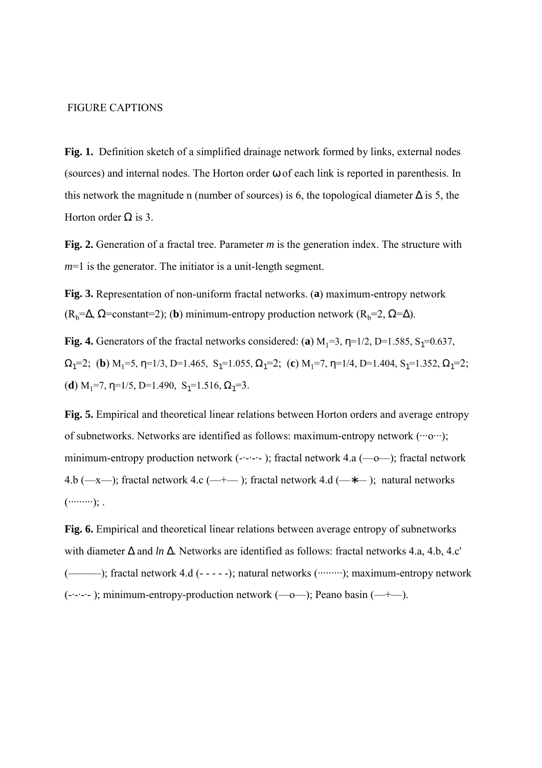FIGURE CAPTIONS

**Fig. 1.** Definition sketch of a simplified drainage network formed by links, external nodes (sources) and internal nodes. The Horton order $\omega$ of each link is reported in parenthesis. In this network the magnitude n (number of sources) is 6, the topological diameter $\Delta$ is 5, the Horton order $\Omega$ is 3.

**Fig. 2.** Generation of a fractal tree. Parameter *m* is the generation index. The structure with *m*=1 is the generator. The initiator is a unit-length segment.

**Fig. 3.** Representation of non-uniform fractal networks. (**a**) maximum-entropy network ($R_b$=$\Delta$, $\Omega$=constant=2); (**b**) minimum-entropy production network ($R_b$=2, $\Omega$=$\Delta$).

**Fig. 4.** Generators of the fractal networks considered: (**a**) $M_1$=3, $\eta$=1/2, D=1.585, $S_1$=0.637, $\Omega_1$=2; (**b**) $M_1$=5, $\eta$=1/3, D=1.465, $S_1$=1.055, $\Omega_1$=2; (**c**) $M_1$=7, $\eta$=1/4, D=1.404, $S_1$=1.352, $\Omega_1$=2; (**d**) $M_1$=7, $\eta$=1/5, D=1.490, $S_1$=1.516, $\Omega_1$=3.

**Fig. 5.** Empirical and theoretical linear relations between Horton orders and average entropy of subnetworks. Networks are identified as follows: maximum-entropy network (···o···); minimum-entropy production network (-·-·-·- ); fractal network 4.a (—o—); fractal network 4.b (—x—); fractal network 4.c (—+— ); fractal network 4.d (—∗— ); natural networks (·········); .

**Fig. 6.** Empirical and theoretical linear relations between average entropy of subnetworks with diameter $\Delta$ and *ln* $\Delta$. Networks are identified as follows: fractal networks 4.a, 4.b, 4.c' (———); fractal network 4.d (- - - - -); natural networks (·········); maximum-entropy network (-·-·-·- ); minimum-entropy-production network (—o—); Peano basin (—+—).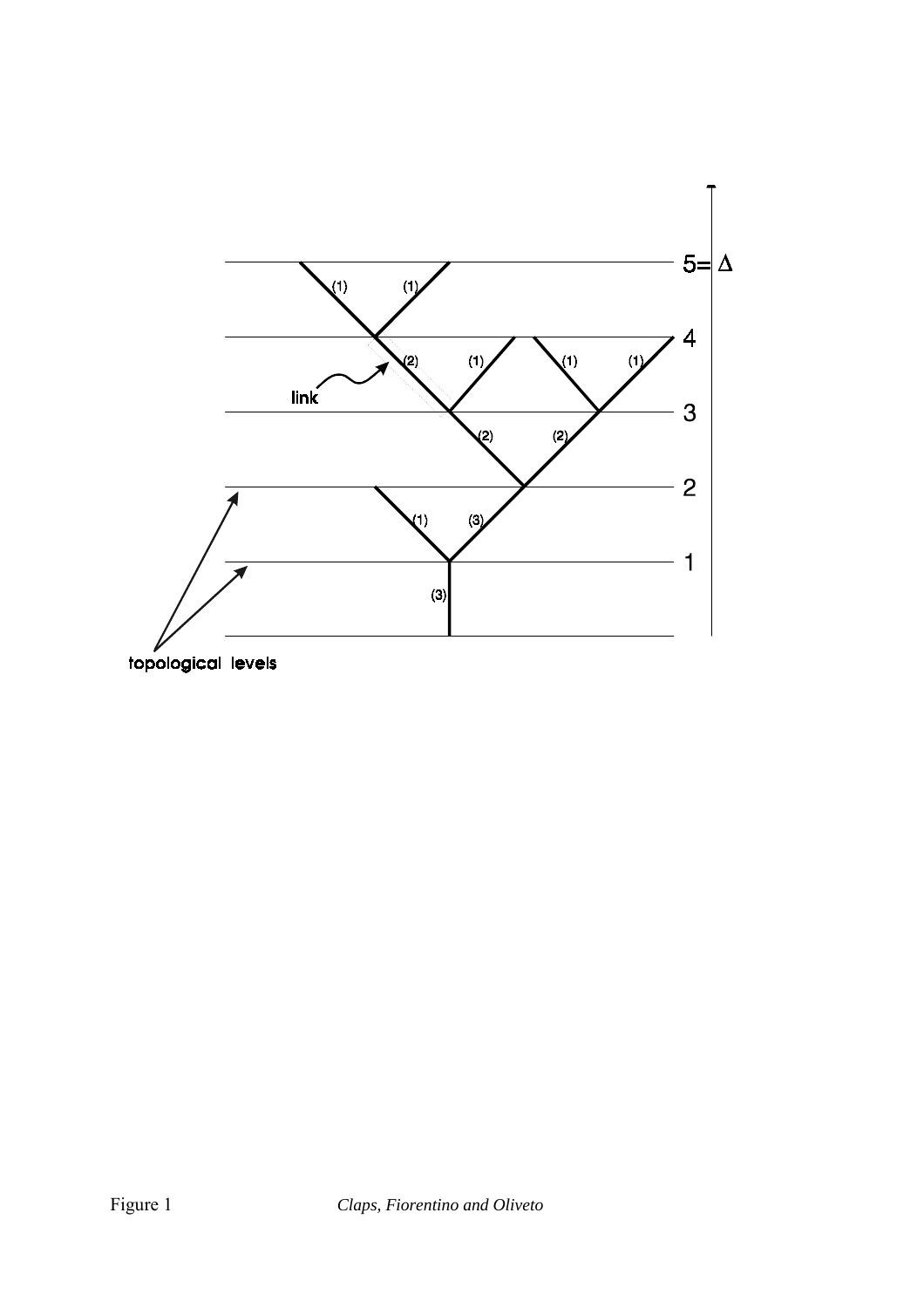Figure 1 *Claps, Fiorentino and Oliveto*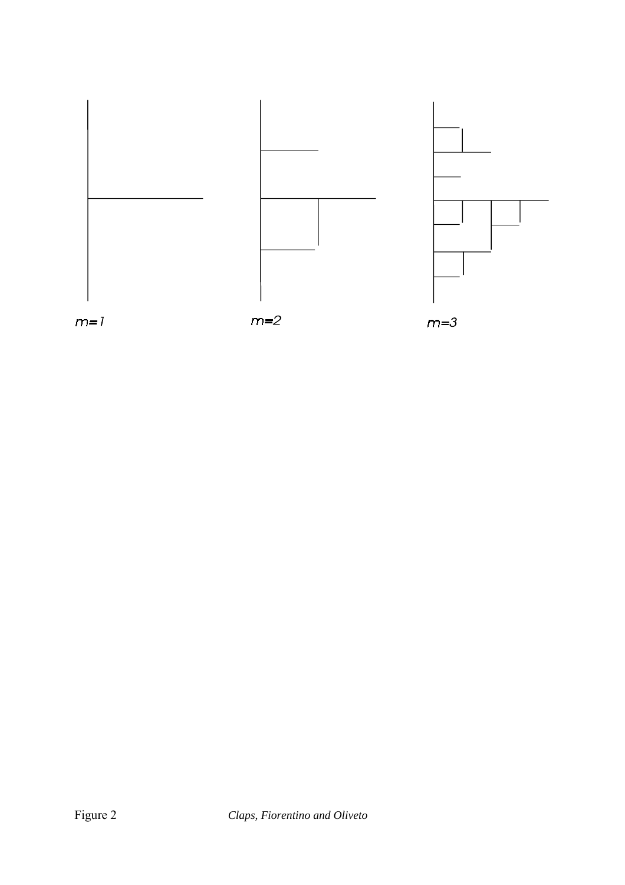$m$=1

$m$=2

$m$=3

Figure 2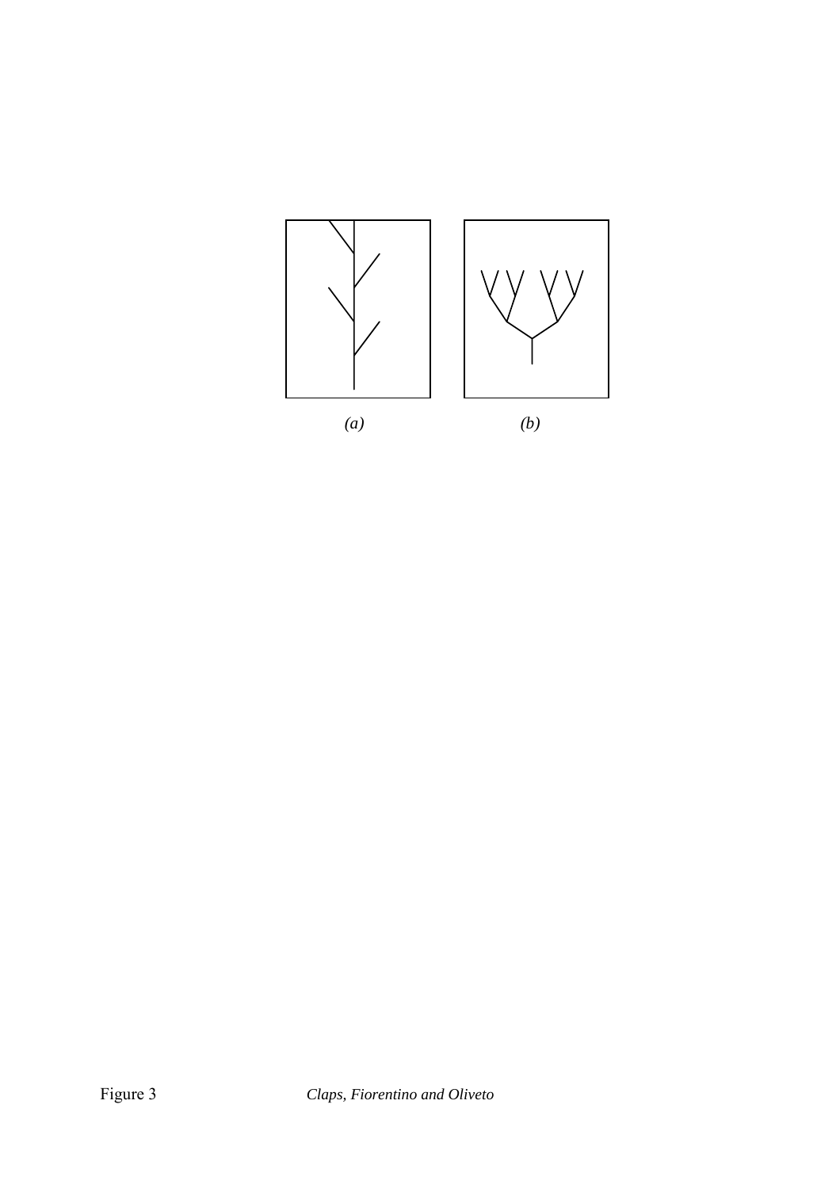*(a)* *(b)*

Figure 3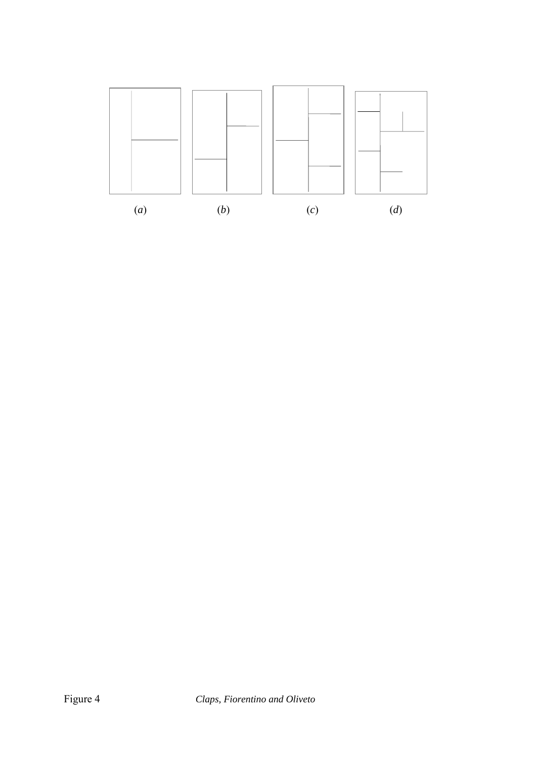(*a*) (*b*) (*c*) (*d*)

Figure 4 *Claps, Fiorentino and Oliveto*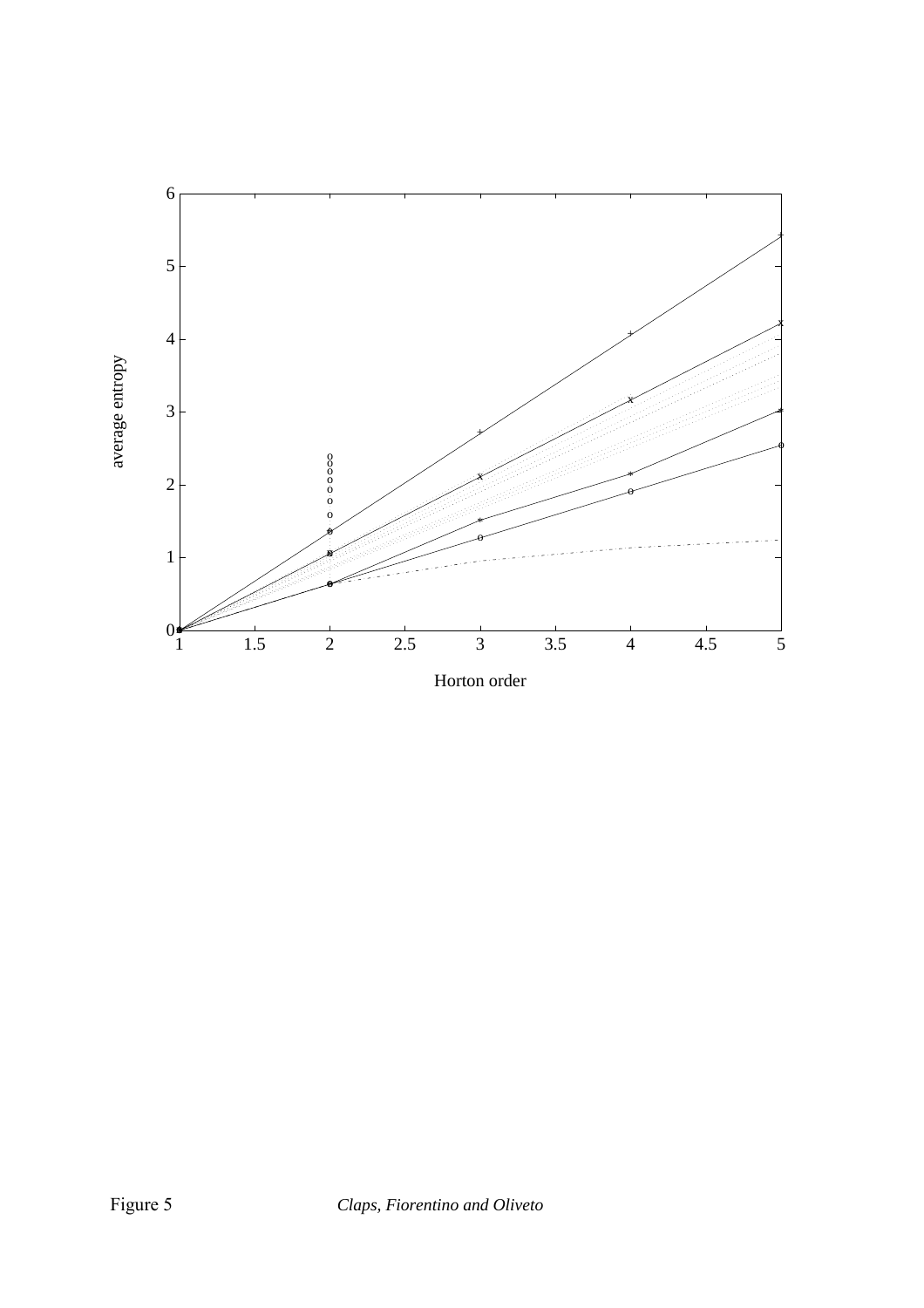Figure 5 *Claps, Fiorentino and Oliveto*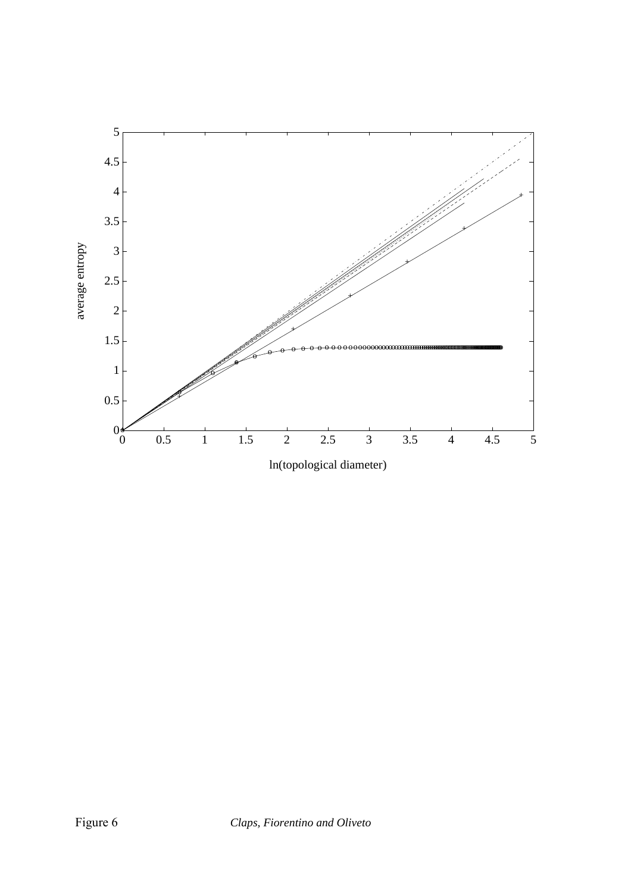5
4.5
4
3.5
3
2.5
2
1.5
1
0.5
0

average entropy

0
0.5
1
1.5
2
2.5
3
3.5
4
4.5
5

ln(topological diameter)

Figure 6 *Claps, Fiorentino and Oliveto*